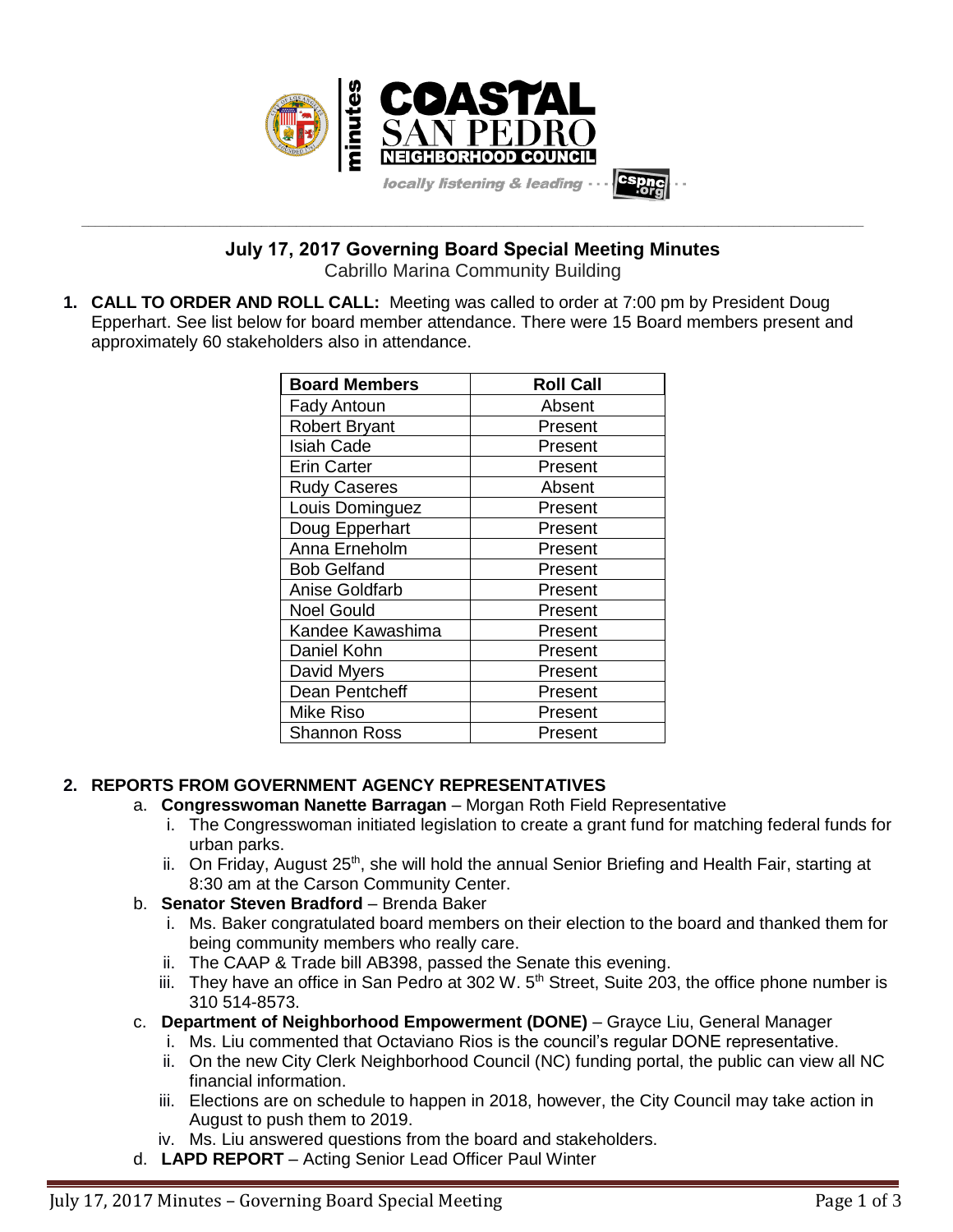# July 17, 2017 Governing Board Special Meeting Minutes

Cabrillo Marina Community Building

1. **CALL TO ORDER AND ROLL CALL:** Meeting was called to order at 7:00 pm by President Doug Epperhart. See list below for board member attendance. There were 15 Board members present and approximately 60 stakeholders also in attendance.

| Board Members | Roll Call |
|---|---|
| Fady Antoun | Absent |
| Robert Bryant | Present |
| Isiah Cade | Present |
| Erin Carter | Present |
| Rudy Caseres | Absent |
| Louis Dominguez | Present |
| Doug Epperhart | Present |
| Anna Erneholm | Present |
| Bob Gelfand | Present |
| Anise Goldfarb | Present |
| Noel Gould | Present |
| Kandee Kawashima | Present |
| Daniel Kohn | Present |
| David Myers | Present |
| Dean Pentcheff | Present |
| Mike Riso | Present |
| Shannon Ross | Present |

2. **REPORTS FROM GOVERNMENT AGENCY REPRESENTATIVES**
   a. **Congresswoman Nanette Barragan** – Morgan Roth Field Representative
      i. The Congresswoman initiated legislation to create a grant fund for matching federal funds for urban parks.
      ii. On Friday, August 25th, she will hold the annual Senior Briefing and Health Fair, starting at 8:30 am at the Carson Community Center.
   b. **Senator Steven Bradford** – Brenda Baker
      i. Ms. Baker congratulated board members on their election to the board and thanked them for being community members who really care.
      ii. The CAAP & Trade bill AB398, passed the Senate this evening.
      iii. They have an office in San Pedro at 302 W. 5th Street, Suite 203, the office phone number is 310 514-8573.
   c. **Department of Neighborhood Empowerment (DONE)** – Grayce Liu, General Manager
      i. Ms. Liu commented that Octaviano Rios is the council's regular DONE representative.
      ii. On the new City Clerk Neighborhood Council (NC) funding portal, the public can view all NC financial information.
      iii. Elections are on schedule to happen in 2018, however, the City Council may take action in August to push them to 2019.
      iv. Ms. Liu answered questions from the board and stakeholders.
   d. **LAPD REPORT** – Acting Senior Lead Officer Paul Winter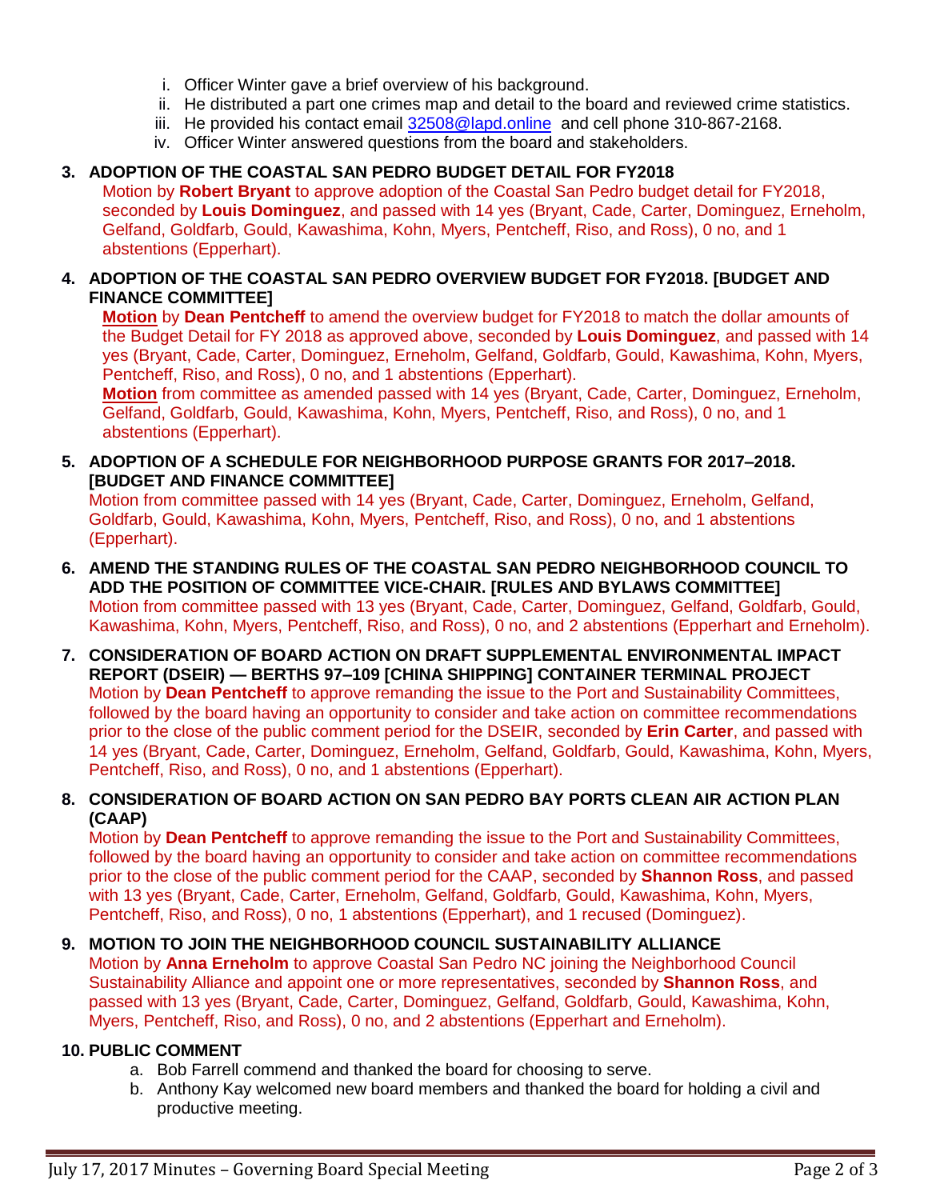i. Officer Winter gave a brief overview of his background.
ii. He distributed a part one crimes map and detail to the board and reviewed crime statistics.
iii. He provided his contact email 32508@lapd.online and cell phone 310-867-2168.
iv. Officer Winter answered questions from the board and stakeholders.

**3. ADOPTION OF THE COASTAL SAN PEDRO BUDGET DETAIL FOR FY2018**

Motion by **Robert Bryant** to approve adoption of the Coastal San Pedro budget detail for FY2018, seconded by **Louis Dominguez**, and passed with 14 yes (Bryant, Cade, Carter, Dominguez, Erneholm, Gelfand, Goldfarb, Gould, Kawashima, Kohn, Myers, Pentcheff, Riso, and Ross), 0 no, and 1 abstentions (Epperhart).

**4. ADOPTION OF THE COASTAL SAN PEDRO OVERVIEW BUDGET FOR FY2018. [BUDGET AND FINANCE COMMITTEE]**

**Motion** by **Dean Pentcheff** to amend the overview budget for FY2018 to match the dollar amounts of the Budget Detail for FY 2018 as approved above, seconded by **Louis Dominguez**, and passed with 14 yes (Bryant, Cade, Carter, Dominguez, Erneholm, Gelfand, Goldfarb, Gould, Kawashima, Kohn, Myers, Pentcheff, Riso, and Ross), 0 no, and 1 abstentions (Epperhart).

**Motion** from committee as amended passed with 14 yes (Bryant, Cade, Carter, Dominguez, Erneholm, Gelfand, Goldfarb, Gould, Kawashima, Kohn, Myers, Pentcheff, Riso, and Ross), 0 no, and 1 abstentions (Epperhart).

**5. ADOPTION OF A SCHEDULE FOR NEIGHBORHOOD PURPOSE GRANTS FOR 2017–2018. [BUDGET AND FINANCE COMMITTEE]**

Motion from committee passed with 14 yes (Bryant, Cade, Carter, Dominguez, Erneholm, Gelfand, Goldfarb, Gould, Kawashima, Kohn, Myers, Pentcheff, Riso, and Ross), 0 no, and 1 abstentions (Epperhart).

**6. AMEND THE STANDING RULES OF THE COASTAL SAN PEDRO NEIGHBORHOOD COUNCIL TO ADD THE POSITION OF COMMITTEE VICE-CHAIR. [RULES AND BYLAWS COMMITTEE]**

Motion from committee passed with 13 yes (Bryant, Cade, Carter, Dominguez, Gelfand, Goldfarb, Gould, Kawashima, Kohn, Myers, Pentcheff, Riso, and Ross), 0 no, and 2 abstentions (Epperhart and Erneholm).

**7. CONSIDERATION OF BOARD ACTION ON DRAFT SUPPLEMENTAL ENVIRONMENTAL IMPACT REPORT (DSEIR) — BERTHS 97–109 [CHINA SHIPPING] CONTAINER TERMINAL PROJECT**

Motion by **Dean Pentcheff** to approve remanding the issue to the Port and Sustainability Committees, followed by the board having an opportunity to consider and take action on committee recommendations prior to the close of the public comment period for the DSEIR, seconded by **Erin Carter**, and passed with 14 yes (Bryant, Cade, Carter, Dominguez, Erneholm, Gelfand, Goldfarb, Gould, Kawashima, Kohn, Myers, Pentcheff, Riso, and Ross), 0 no, and 1 abstentions (Epperhart).

**8. CONSIDERATION OF BOARD ACTION ON SAN PEDRO BAY PORTS CLEAN AIR ACTION PLAN (CAAP)**

Motion by **Dean Pentcheff** to approve remanding the issue to the Port and Sustainability Committees, followed by the board having an opportunity to consider and take action on committee recommendations prior to the close of the public comment period for the CAAP, seconded by **Shannon Ross**, and passed with 13 yes (Bryant, Cade, Carter, Erneholm, Gelfand, Goldfarb, Gould, Kawashima, Kohn, Myers, Pentcheff, Riso, and Ross), 0 no, 1 abstentions (Epperhart), and 1 recused (Dominguez).

**9. MOTION TO JOIN THE NEIGHBORHOOD COUNCIL SUSTAINABILITY ALLIANCE**

Motion by **Anna Erneholm** to approve Coastal San Pedro NC joining the Neighborhood Council Sustainability Alliance and appoint one or more representatives, seconded by **Shannon Ross**, and passed with 13 yes (Bryant, Cade, Carter, Dominguez, Gelfand, Goldfarb, Gould, Kawashima, Kohn, Myers, Pentcheff, Riso, and Ross), 0 no, and 2 abstentions (Epperhart and Erneholm).

**10. PUBLIC COMMENT**

a. Bob Farrell commend and thanked the board for choosing to serve.
b. Anthony Kay welcomed new board members and thanked the board for holding a civil and productive meeting.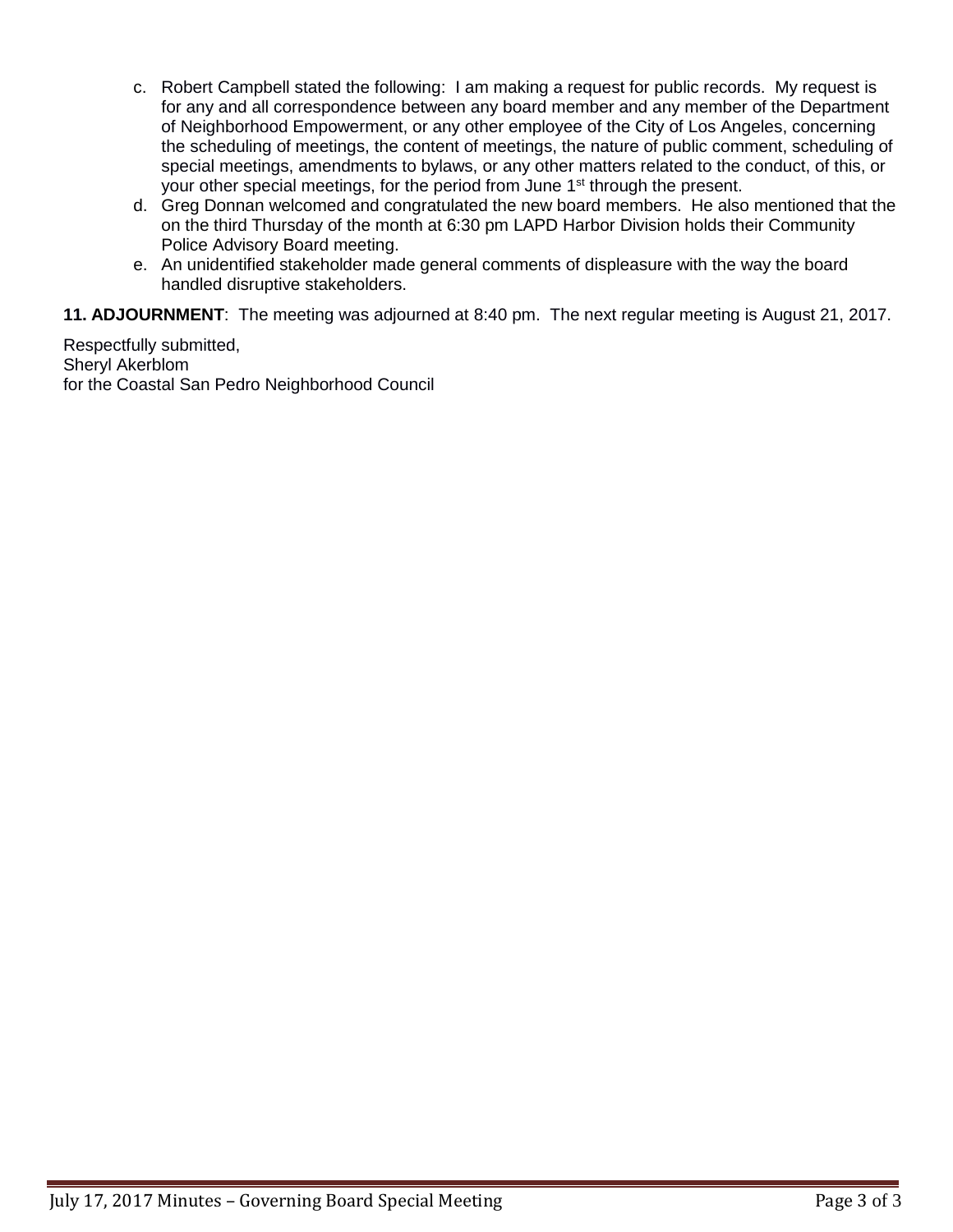c. Robert Campbell stated the following: I am making a request for public records. My request is for any and all correspondence between any board member and any member of the Department of Neighborhood Empowerment, or any other employee of the City of Los Angeles, concerning the scheduling of meetings, the content of meetings, the nature of public comment, scheduling of special meetings, amendments to bylaws, or any other matters related to the conduct, of this, or your other special meetings, for the period from June 1st through the present.

d. Greg Donnan welcomed and congratulated the new board members. He also mentioned that the on the third Thursday of the month at 6:30 pm LAPD Harbor Division holds their Community Police Advisory Board meeting.

e. An unidentified stakeholder made general comments of displeasure with the way the board handled disruptive stakeholders.

**11. ADJOURNMENT**: The meeting was adjourned at 8:40 pm. The next regular meeting is August 21, 2017.

Respectfully submitted,
Sheryl Akerblom
for the Coastal San Pedro Neighborhood Council